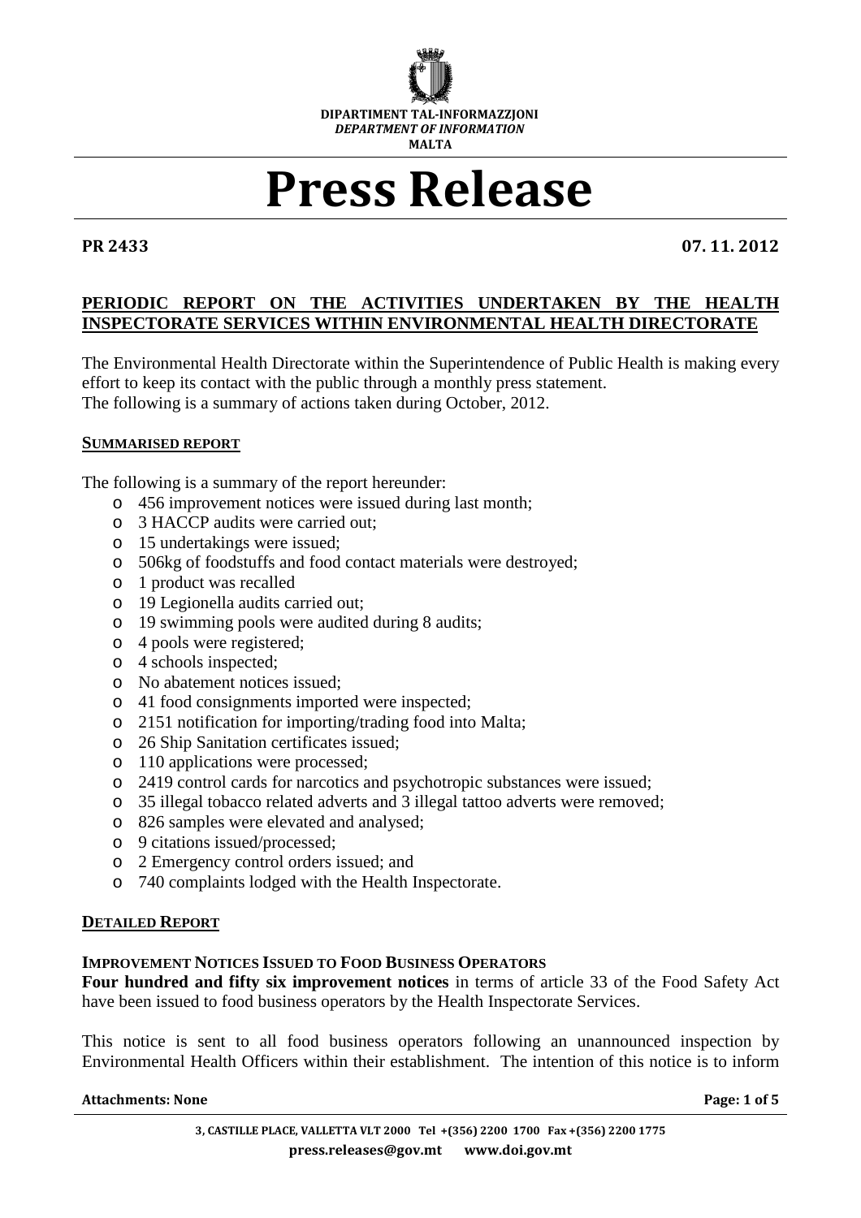DIPARTIMENT TAL-INFORMAZZJONI
*DEPARTMENT OF INFORMATION*
MALTA

# Press Release

**PR 2433** **07. 11. 2012**

## PERIODIC REPORT ON THE ACTIVITIES UNDERTAKEN BY THE HEALTH INSPECTORATE SERVICES WITHIN ENVIRONMENTAL HEALTH DIRECTORATE

The Environmental Health Directorate within the Superintendence of Public Health is making every effort to keep its contact with the public through a monthly press statement.
The following is a summary of actions taken during October, 2012.

### SUMMARISED REPORT

The following is a summary of the report hereunder:

- 456 improvement notices were issued during last month;
- 3 HACCP audits were carried out;
- 15 undertakings were issued;
- 506kg of foodstuffs and food contact materials were destroyed;
- 1 product was recalled
- 19 Legionella audits carried out;
- 19 swimming pools were audited during 8 audits;
- 4 pools were registered;
- 4 schools inspected;
- No abatement notices issued;
- 41 food consignments imported were inspected;
- 2151 notification for importing/trading food into Malta;
- 26 Ship Sanitation certificates issued;
- 110 applications were processed;
- 2419 control cards for narcotics and psychotropic substances were issued;
- 35 illegal tobacco related adverts and 3 illegal tattoo adverts were removed;
- 826 samples were elevated and analysed;
- 9 citations issued/processed;
- 2 Emergency control orders issued; and
- 740 complaints lodged with the Health Inspectorate.

### DETAILED REPORT

#### IMPROVEMENT NOTICES ISSUED TO FOOD BUSINESS OPERATORS

**Four hundred and fifty six improvement notices** in terms of article 33 of the Food Safety Act have been issued to food business operators by the Health Inspectorate Services.

This notice is sent to all food business operators following an unannounced inspection by Environmental Health Officers within their establishment. The intention of this notice is to inform

**Attachments: None**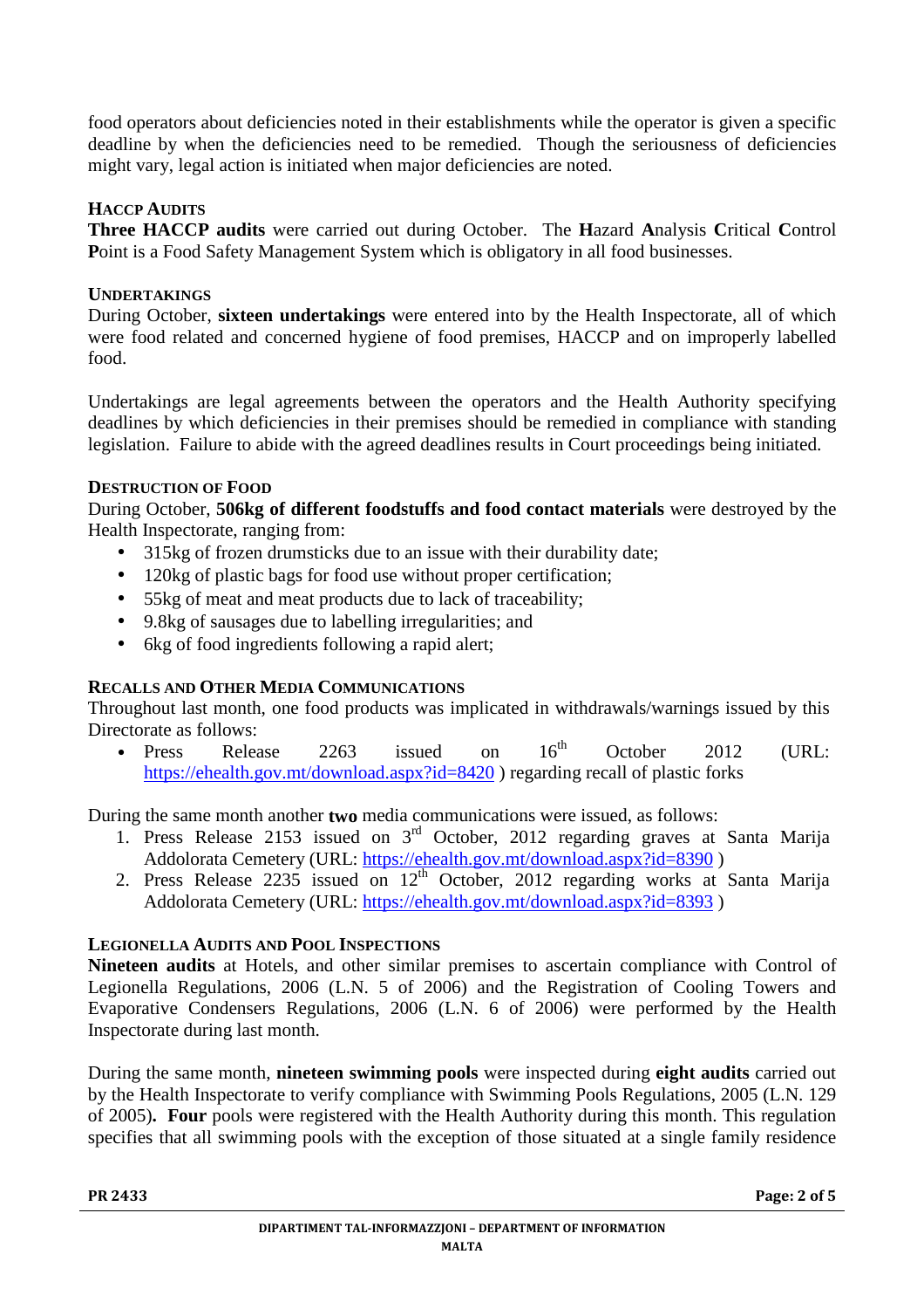food operators about deficiencies noted in their establishments while the operator is given a specific deadline by when the deficiencies need to be remedied. Though the seriousness of deficiencies might vary, legal action is initiated when major deficiencies are noted.

### HACCP AUDITS

**Three HACCP audits** were carried out during October. The **H**azard **A**nalysis **C**ritical **C**ontrol **P**oint is a Food Safety Management System which is obligatory in all food businesses.

### UNDERTAKINGS

During October, **sixteen undertakings** were entered into by the Health Inspectorate, all of which were food related and concerned hygiene of food premises, HACCP and on improperly labelled food.

Undertakings are legal agreements between the operators and the Health Authority specifying deadlines by which deficiencies in their premises should be remedied in compliance with standing legislation. Failure to abide with the agreed deadlines results in Court proceedings being initiated.

### DESTRUCTION OF FOOD

During October, **506kg of different foodstuffs and food contact materials** were destroyed by the Health Inspectorate, ranging from:

- 315kg of frozen drumsticks due to an issue with their durability date;
- 120kg of plastic bags for food use without proper certification;
- 55kg of meat and meat products due to lack of traceability;
- 9.8kg of sausages due to labelling irregularities; and
- 6kg of food ingredients following a rapid alert;

### RECALLS AND OTHER MEDIA COMMUNICATIONS

Throughout last month, one food products was implicated in withdrawals/warnings issued by this Directorate as follows:

- Press Release 2263 issued on 16th October 2012 (URL: https://ehealth.gov.mt/download.aspx?id=8420 ) regarding recall of plastic forks

During the same month another **two** media communications were issued, as follows:

1. Press Release 2153 issued on 3rd October, 2012 regarding graves at Santa Marija Addolorata Cemetery (URL: https://ehealth.gov.mt/download.aspx?id=8390 )
2. Press Release 2235 issued on 12th October, 2012 regarding works at Santa Marija Addolorata Cemetery (URL: https://ehealth.gov.mt/download.aspx?id=8393 )

### LEGIONELLA AUDITS AND POOL INSPECTIONS

**Nineteen audits** at Hotels, and other similar premises to ascertain compliance with Control of Legionella Regulations, 2006 (L.N. 5 of 2006) and the Registration of Cooling Towers and Evaporative Condensers Regulations, 2006 (L.N. 6 of 2006) were performed by the Health Inspectorate during last month.

During the same month, **nineteen swimming pools** were inspected during **eight audits** carried out by the Health Inspectorate to verify compliance with Swimming Pools Regulations, 2005 (L.N. 129 of 2005)**.** **Four** pools were registered with the Health Authority during this month. This regulation specifies that all swimming pools with the exception of those situated at a single family residence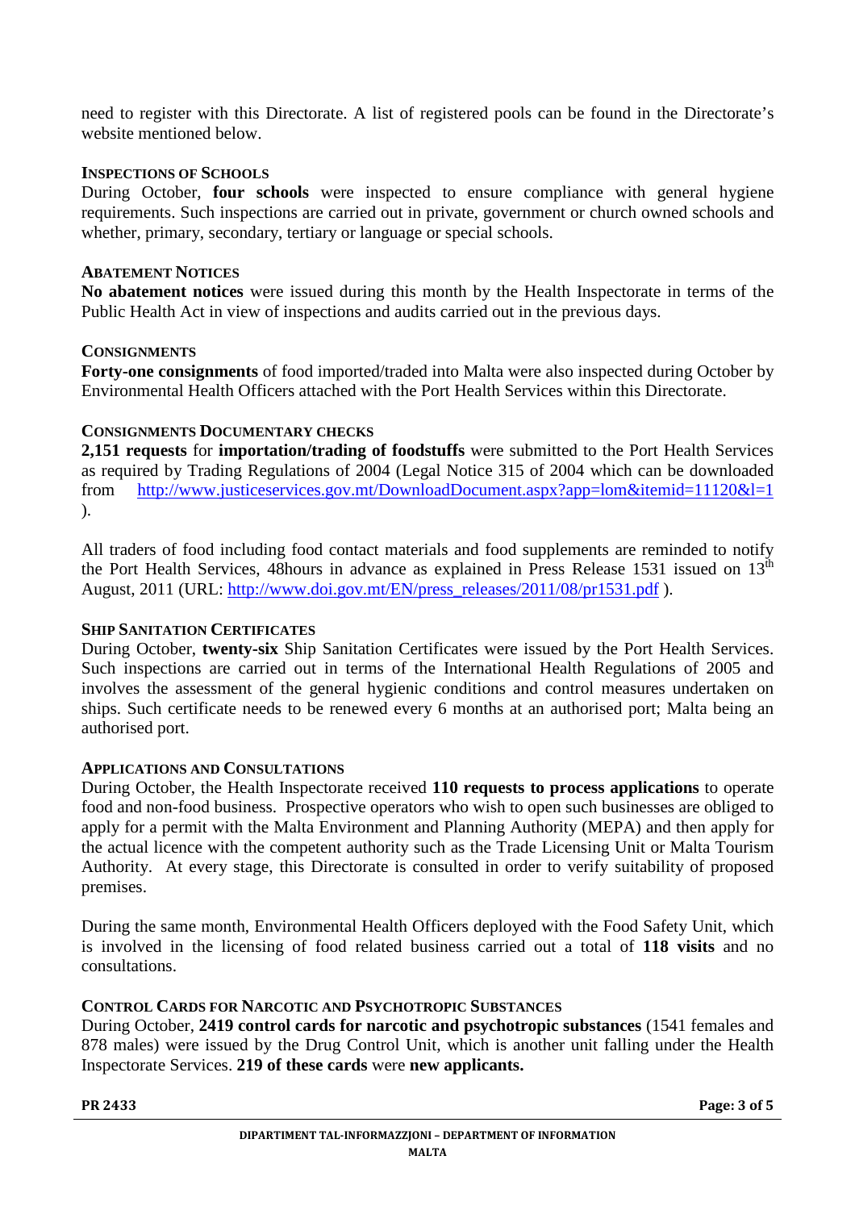need to register with this Directorate. A list of registered pools can be found in the Directorate's website mentioned below.

### INSPECTIONS OF SCHOOLS

During October, **four schools** were inspected to ensure compliance with general hygiene requirements. Such inspections are carried out in private, government or church owned schools and whether, primary, secondary, tertiary or language or special schools.

### ABATEMENT NOTICES

**No abatement notices** were issued during this month by the Health Inspectorate in terms of the Public Health Act in view of inspections and audits carried out in the previous days.

### CONSIGNMENTS

**Forty-one consignments** of food imported/traded into Malta were also inspected during October by Environmental Health Officers attached with the Port Health Services within this Directorate.

### CONSIGNMENTS DOCUMENTARY CHECKS

**2,151 requests** for **importation/trading of foodstuffs** were submitted to the Port Health Services as required by Trading Regulations of 2004 (Legal Notice 315 of 2004 which can be downloaded from http://www.justiceservices.gov.mt/DownloadDocument.aspx?app=lom&itemid=11120&l=1 ).

All traders of food including food contact materials and food supplements are reminded to notify the Port Health Services, 48hours in advance as explained in Press Release 1531 issued on 13th August, 2011 (URL: http://www.doi.gov.mt/EN/press_releases/2011/08/pr1531.pdf ).

### SHIP SANITATION CERTIFICATES

During October, **twenty-six** Ship Sanitation Certificates were issued by the Port Health Services. Such inspections are carried out in terms of the International Health Regulations of 2005 and involves the assessment of the general hygienic conditions and control measures undertaken on ships. Such certificate needs to be renewed every 6 months at an authorised port; Malta being an authorised port.

### APPLICATIONS AND CONSULTATIONS

During October, the Health Inspectorate received **110 requests to process applications** to operate food and non-food business. Prospective operators who wish to open such businesses are obliged to apply for a permit with the Malta Environment and Planning Authority (MEPA) and then apply for the actual licence with the competent authority such as the Trade Licensing Unit or Malta Tourism Authority. At every stage, this Directorate is consulted in order to verify suitability of proposed premises.

During the same month, Environmental Health Officers deployed with the Food Safety Unit, which is involved in the licensing of food related business carried out a total of **118 visits** and no consultations.

### CONTROL CARDS FOR NARCOTIC AND PSYCHOTROPIC SUBSTANCES

During October, **2419 control cards for narcotic and psychotropic substances** (1541 females and 878 males) were issued by the Drug Control Unit, which is another unit falling under the Health Inspectorate Services. **219 of these cards** were **new applicants.**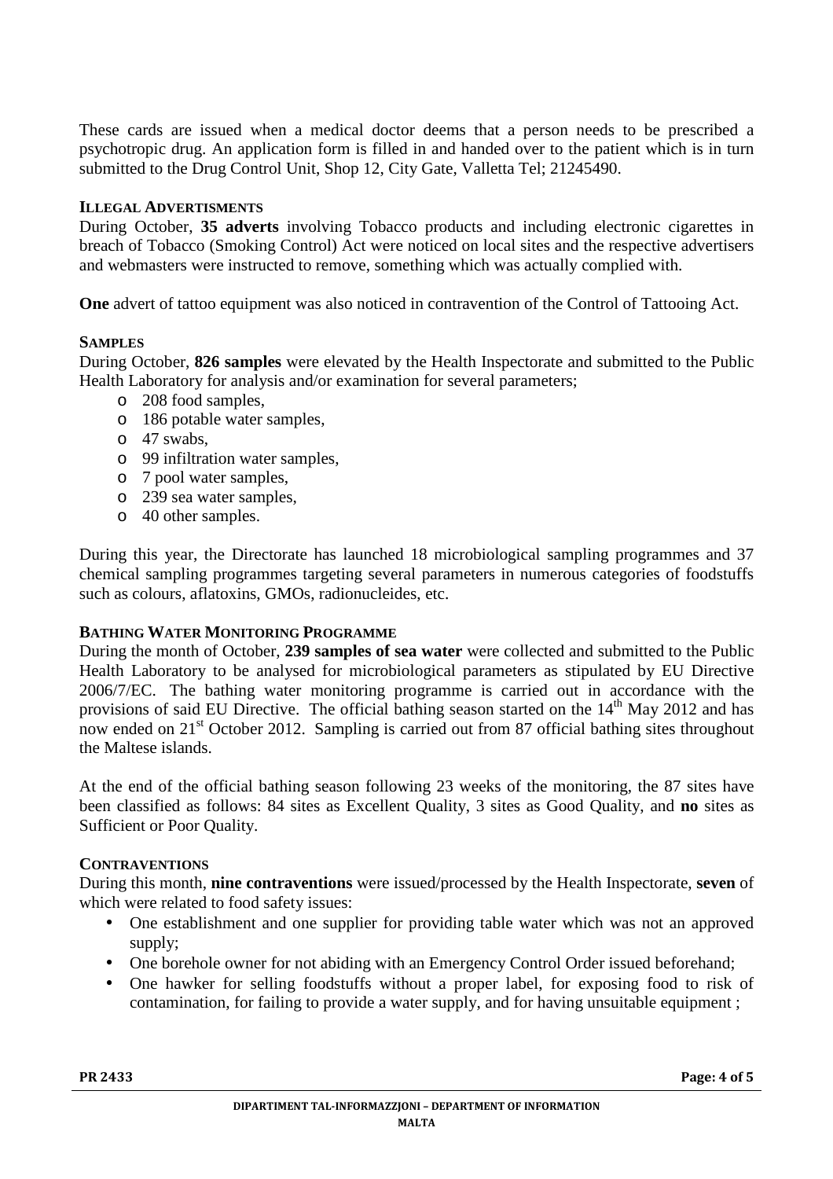These cards are issued when a medical doctor deems that a person needs to be prescribed a psychotropic drug. An application form is filled in and handed over to the patient which is in turn submitted to the Drug Control Unit, Shop 12, City Gate, Valletta Tel; 21245490.

### ILLEGAL ADVERTISMENTS

During October, **35 adverts** involving Tobacco products and including electronic cigarettes in breach of Tobacco (Smoking Control) Act were noticed on local sites and the respective advertisers and webmasters were instructed to remove, something which was actually complied with.

**One** advert of tattoo equipment was also noticed in contravention of the Control of Tattooing Act.

### SAMPLES

During October, **826 samples** were elevated by the Health Inspectorate and submitted to the Public Health Laboratory for analysis and/or examination for several parameters;

- 208 food samples,
- 186 potable water samples,
- 47 swabs,
- 99 infiltration water samples,
- 7 pool water samples,
- 239 sea water samples,
- 40 other samples.

During this year, the Directorate has launched 18 microbiological sampling programmes and 37 chemical sampling programmes targeting several parameters in numerous categories of foodstuffs such as colours, aflatoxins, GMOs, radionucleides, etc.

### BATHING WATER MONITORING PROGRAMME

During the month of October, **239 samples of sea water** were collected and submitted to the Public Health Laboratory to be analysed for microbiological parameters as stipulated by EU Directive 2006/7/EC. The bathing water monitoring programme is carried out in accordance with the provisions of said EU Directive. The official bathing season started on the 14th May 2012 and has now ended on 21st October 2012. Sampling is carried out from 87 official bathing sites throughout the Maltese islands.

At the end of the official bathing season following 23 weeks of the monitoring, the 87 sites have been classified as follows: 84 sites as Excellent Quality, 3 sites as Good Quality, and **no** sites as Sufficient or Poor Quality.

### CONTRAVENTIONS

During this month, **nine contraventions** were issued/processed by the Health Inspectorate, **seven** of which were related to food safety issues:

- One establishment and one supplier for providing table water which was not an approved supply;
- One borehole owner for not abiding with an Emergency Control Order issued beforehand;
- One hawker for selling foodstuffs without a proper label, for exposing food to risk of contamination, for failing to provide a water supply, and for having unsuitable equipment ;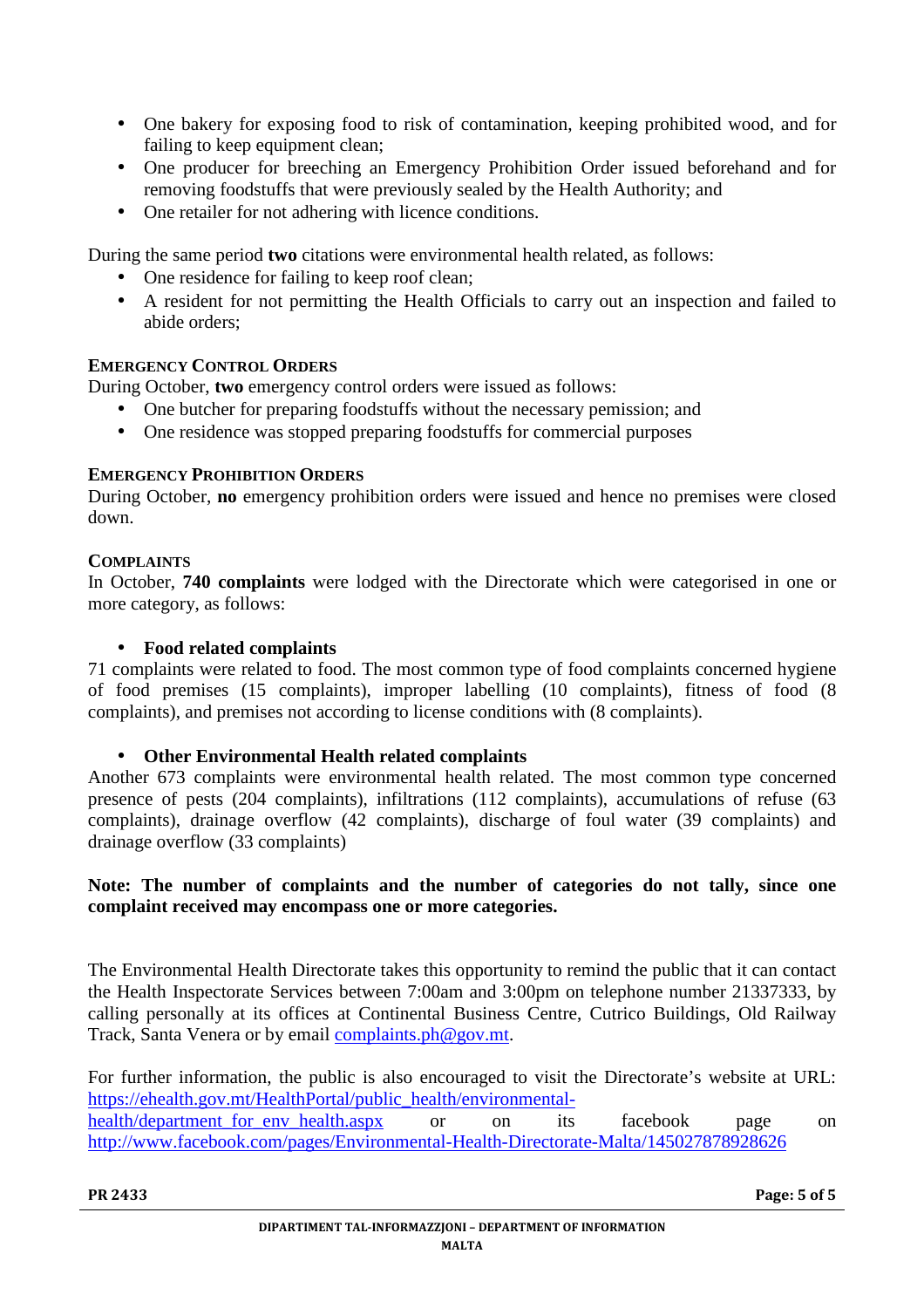- One bakery for exposing food to risk of contamination, keeping prohibited wood, and for failing to keep equipment clean;
- One producer for breeching an Emergency Prohibition Order issued beforehand and for removing foodstuffs that were previously sealed by the Health Authority; and
- One retailer for not adhering with licence conditions.

During the same period **two** citations were environmental health related, as follows:

- One residence for failing to keep roof clean;
- A resident for not permitting the Health Officials to carry out an inspection and failed to abide orders;

### Emergency Control Orders

During October, **two** emergency control orders were issued as follows:

- One butcher for preparing foodstuffs without the necessary pemission; and
- One residence was stopped preparing foodstuffs for commercial purposes

### Emergency Prohibition Orders

During October, **no** emergency prohibition orders were issued and hence no premises were closed down.

### Complaints

In October, **740 complaints** were lodged with the Directorate which were categorised in one or more category, as follows:

- **Food related complaints**

71 complaints were related to food. The most common type of food complaints concerned hygiene of food premises (15 complaints), improper labelling (10 complaints), fitness of food (8 complaints), and premises not according to license conditions with (8 complaints).

- **Other Environmental Health related complaints**

Another 673 complaints were environmental health related. The most common type concerned presence of pests (204 complaints), infiltrations (112 complaints), accumulations of refuse (63 complaints), drainage overflow (42 complaints), discharge of foul water (39 complaints) and drainage overflow (33 complaints)

**Note: The number of complaints and the number of categories do not tally, since one complaint received may encompass one or more categories.**

The Environmental Health Directorate takes this opportunity to remind the public that it can contact the Health Inspectorate Services between 7:00am and 3:00pm on telephone number 21337333, by calling personally at its offices at Continental Business Centre, Cutrico Buildings, Old Railway Track, Santa Venera or by email complaints.ph@gov.mt.

For further information, the public is also encouraged to visit the Directorate's website at URL: https://ehealth.gov.mt/HealthPortal/public_health/environmental-health/department_for_env_health.aspx or on its facebook page on http://www.facebook.com/pages/Environmental-Health-Directorate-Malta/145027878928626

PR 2433